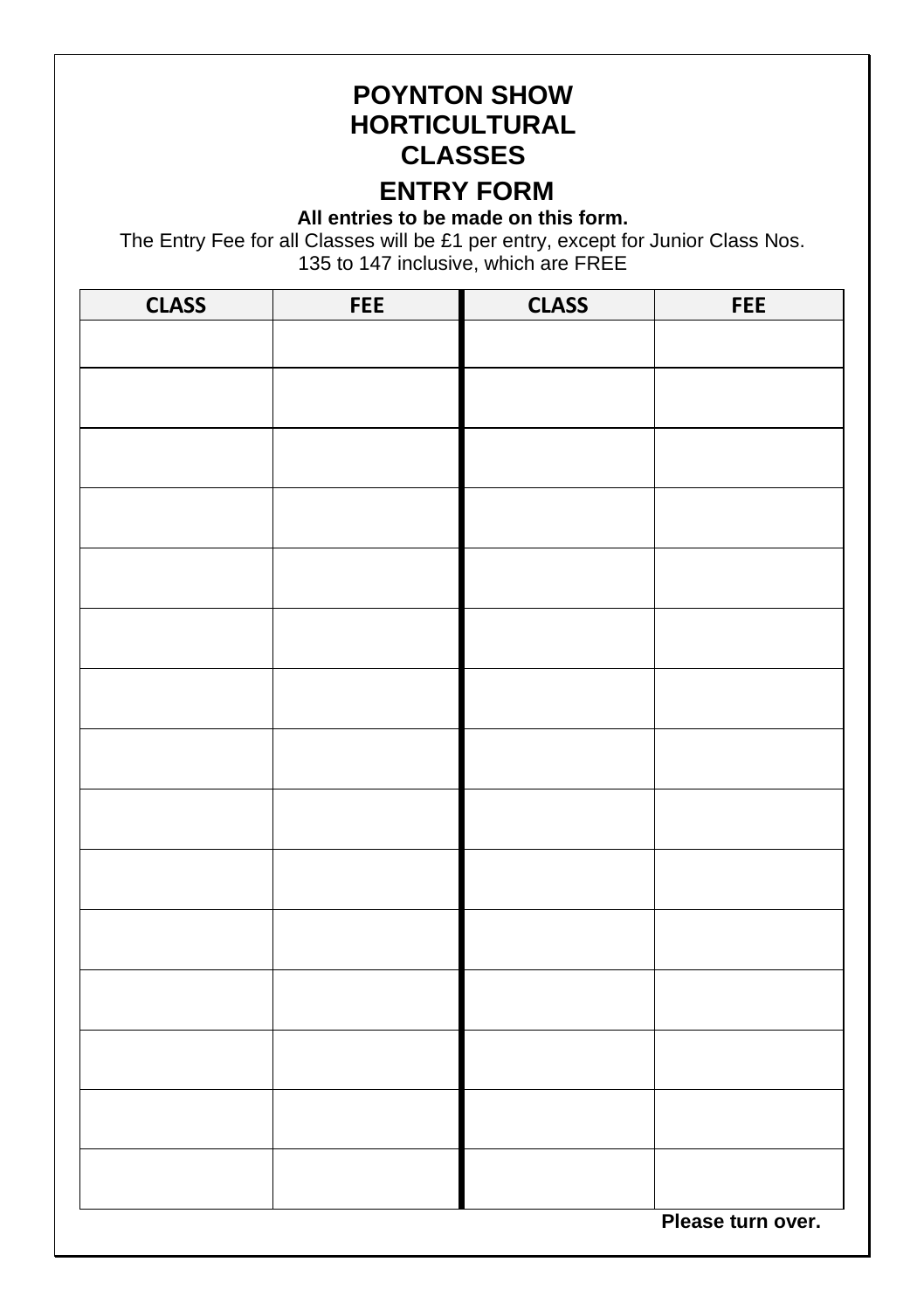# POYNTON SHOW HORTICULTURAL CLASSES

## ENTRY FORM

**All entries to be made on this form.**

The Entry Fee for all Classes will be £1 per entry, except for Junior Class Nos. 135 to 147 inclusive, which are FREE

| CLASS | FEE | CLASS | FEE |
|---|---|---|---|
| | | | |
| | | | |
| | | | |
| | | | |
| | | | |
| | | | |
| | | | |
| | | | |
| | | | |
| | | | |
| | | | |
| | | | |
| | | | |
| | | | |
| | | | |

**Please turn over.**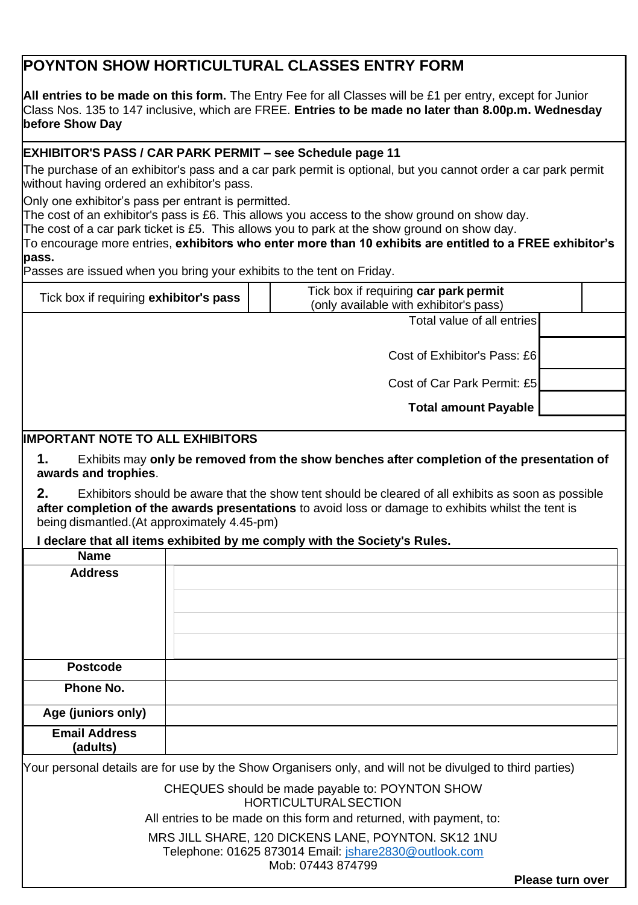# POYNTON SHOW HORTICULTURAL CLASSES ENTRY FORM

**All entries to be made on this form.** The Entry Fee for all Classes will be £1 per entry, except for Junior Class Nos. 135 to 147 inclusive, which are FREE. **Entries to be made no later than 8.00p.m. Wednesday before Show Day**

## EXHIBITOR'S PASS / CAR PARK PERMIT – see Schedule page 11

The purchase of an exhibitor's pass and a car park permit is optional, but you cannot order a car park permit without having ordered an exhibitor's pass.

Only one exhibitor's pass per entrant is permitted.
The cost of an exhibitor's pass is £6. This allows you access to the show ground on show day.
The cost of a car park ticket is £5. This allows you to park at the show ground on show day.
To encourage more entries, **exhibitors who enter more than 10 exhibits are entitled to a FREE exhibitor's pass.**
Passes are issued when you bring your exhibits to the tent on Friday.

| | | | |
|---|---|---|---|
| Tick box if requiring **exhibitor's pass** | | Tick box if requiring **car park permit** (only available with exhibitor's pass) | |

| | |
|---|---|
| Total value of all entries | |
| Cost of Exhibitor's Pass: £6 | |
| Cost of Car Park Permit: £5 | |
| **Total amount Payable** | |

## IMPORTANT NOTE TO ALL EXHIBITORS

1. Exhibits may **only be removed from the show benches after completion of the presentation of awards and trophies**.

2. Exhibitors should be aware that the show tent should be cleared of all exhibits as soon as possible **after completion of the awards presentations** to avoid loss or damage to exhibits whilst the tent is being dismantled.(At approximately 4.45-pm)

**I declare that all items exhibited by me comply with the Society's Rules.**

| | |
|---|---|
| **Name** | |
| **Address** | |
| **Postcode** | |
| **Phone No.** | |
| **Age (juniors only)** | |
| **Email Address (adults)** | |

Your personal details are for use by the Show Organisers only, and will not be divulged to third parties)

CHEQUES should be made payable to: POYNTON SHOW HORTICULTURAL SECTION

All entries to be made on this form and returned, with payment, to:

MRS JILL SHARE, 120 DICKENS LANE, POYNTON. SK12 1NU
Telephone: 01625 873014 Email: jshare2830@outlook.com
Mob: 07443 874799

**Please turn over**